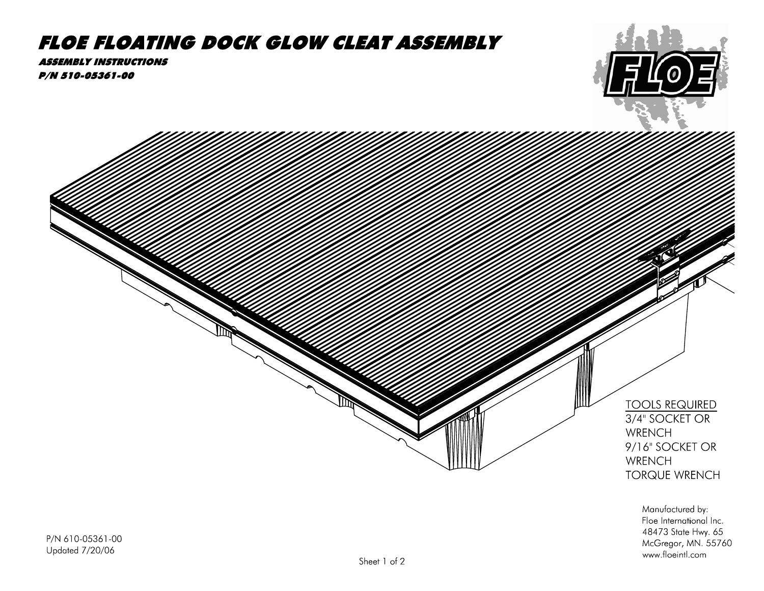# FLOE FLOATING DOCK GLOW CLEAT ASSEMBLY

### ASSEMBLY INSTRUCTIONS

### P/N 510-05361-00

FLOE

TOOLS REQUIRED
3/4" SOCKET OR WRENCH
9/16" SOCKET OR WRENCH
TORQUE WRENCH

Manufactured by:
Floe International Inc.
48473 State Hwy. 65
McGregor, MN. 55760
www.floeintl.com

P/N 610-05361-00
Updated 7/20/06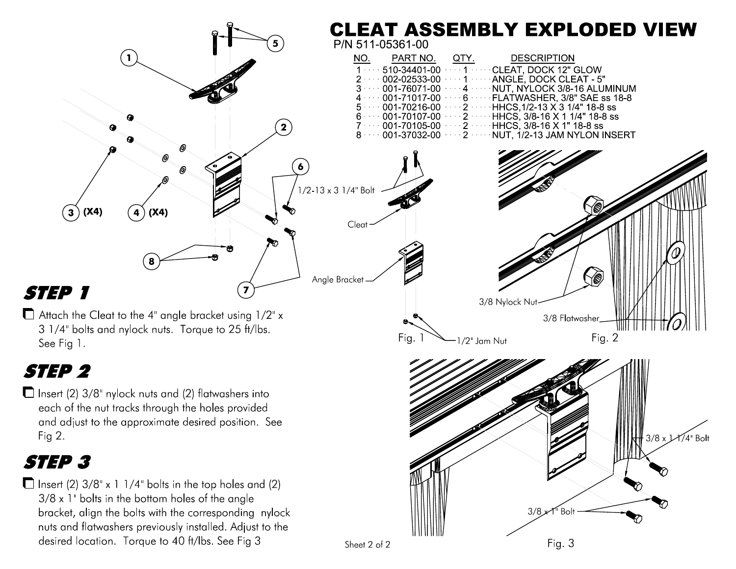# CLEAT ASSEMBLY EXPLODED VIEW

P/N 511-05361-00

| NO. | PART NO. | QTY. | DESCRIPTION |
|---|---|---|---|
| 1 | 510-34401-00 | 1 | CLEAT, DOCK 12" GLOW |
| 2 | 002-02533-00 | 1 | ANGLE, DOCK CLEAT - 5" |
| 3 | 001-76071-00 | 4 | NUT, NYLOCK 3/8-16 ALUMINUM |
| 4 | 001-71017-00 | 6 | FLATWASHER, 3/8" SAE ss 18-8 |
| 5 | 001-70216-00 | 2 | HHCS,1/2-13 X 3 1/4" 18-8 ss |
| 6 | 001-70107-00 | 2 | HHCS, 3/8-16 X 1 1/4" 18-8 ss |
| 7 | 001-70105-00 | 2 | HHCS, 3/8-16 X 1" 18-8 ss |
| 8 | 001-37032-00 | 2 | NUT, 1/2-13 JAM NYLON INSERT |

1
5
2
6
3 (X4)
4 (X4)
8
7

## STEP 1

- [ ] Attach the Cleat to the 4" angle bracket using 1/2" x 3 1/4" bolts and nylock nuts. Torque to 25 ft/lbs. See Fig 1.

## STEP 2

- [ ] Insert (2) 3/8" nylock nuts and (2) flatwashers into each of the nut tracks through the holes provided and adjust to the approximate desired position. See Fig 2.

## STEP 3

- [ ] Insert (2) 3/8" x 1 1/4" bolts in the top holes and (2) 3/8 x 1" bolts in the bottom holes of the angle bracket, align the bolts with the corresponding nylock nuts and flatwashers previously installed. Adjust to the desired location. Torque to 40 ft/lbs. See Fig 3

1/2-13 x 3 1/4" Bolt
Cleat
Angle Bracket
1/2" Jam Nut

Fig. 1

3/8 Nylock Nut
3/8 Flatwasher

Fig. 2

3/8 x 1 1/4" Bolt
3/8 x 1" Bolt

Fig. 3